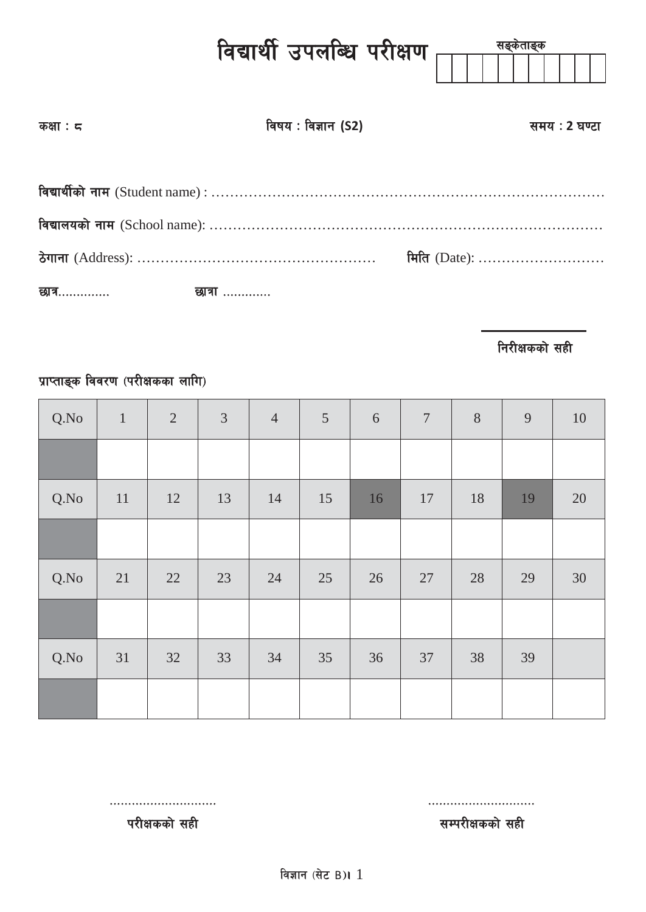# विद्यार्थी उपलब्धि परीक्षण

सङ्केताङ्क

| | | | | | | | | | | |
|---|---|---|---|---|---|---|---|---|---|---|
| | | | | | | | | | | |

**कक्षा : ८** **विषय : विज्ञान (S2)** **समय : 2 घण्टा**

**विद्यार्थीको नाम** (Student name) : ……………………………………………………………………………

**विद्यालयको नाम** (School name): ……………………………………………………………………………

**ठेगाना** (Address): …………………………………………… **मिति** (Date): ………………………

**छात्र**............. **छात्रा** ............

**निरीक्षकको सही**

**प्राप्ताङ्क विवरण (परीक्षकका लागि)**

| Q.No | 1 | 2 | 3 | 4 | 5 | 6 | 7 | 8 | 9 | 10 |
|---|---|---|---|---|---|---|---|---|---|---|
| | | | | | | | | | | |
| Q.No | 11 | 12 | 13 | 14 | 15 | 16 | 17 | 18 | 19 | 20 |
| | | | | | | | | | | |
| Q.No | 21 | 22 | 23 | 24 | 25 | 26 | 27 | 28 | 29 | 30 |
| | | | | | | | | | | |
| Q.No | 31 | 32 | 33 | 34 | 35 | 36 | 37 | 38 | 39 | |
| | | | | | | | | | | |

............................. .............................

**परीक्षकको सही** **सम्परीक्षकको सही**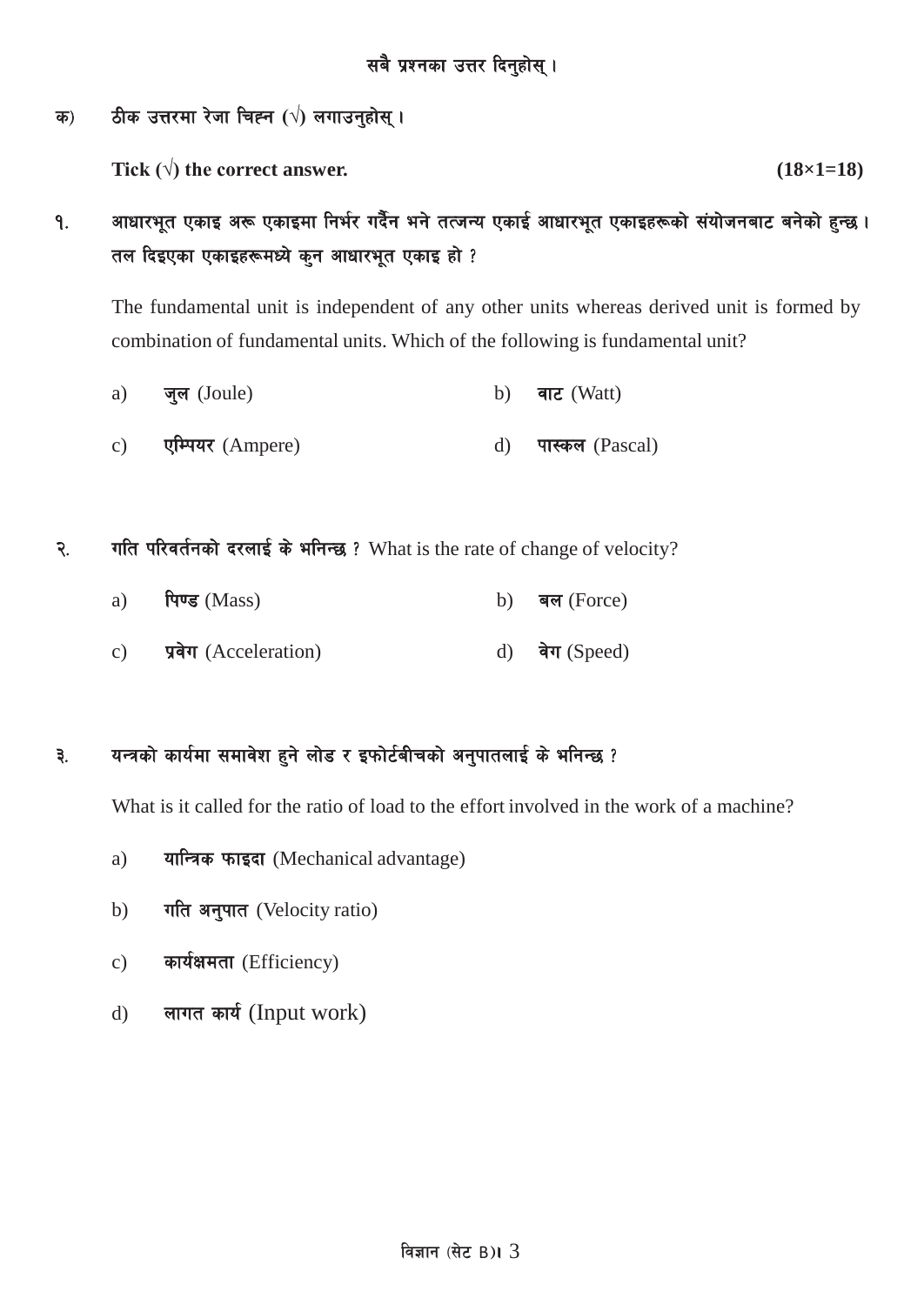सबै प्रश्नका उत्तर दिनुहोस् ।

क) ठीक उत्तरमा रेजा चिह्न (√) लगाउनुहोस् ।

**Tick (√) the correct answer.** **(18×1=18)**

१. आधारभूत एकाइ अरू एकाइमा निर्भर गर्दैन भने तत्जन्य एकाई आधारभूत एकाइहरूको संयोजनबाट बनेको हुन्छ । तल दिइएका एकाइहरूमध्ये कुन आधारभूत एकाइ हो ?

The fundamental unit is independent of any other units whereas derived unit is formed by combination of fundamental units. Which of the following is fundamental unit?

a) **जुल** (Joule)
b) **वाट** (Watt)
c) **एम्पियर** (Ampere)
d) **पास्कल** (Pascal)

२. गति परिवर्तनको दरलाई के भनिन्छ ? What is the rate of change of velocity?

a) **पिण्ड** (Mass)
b) **बल** (Force)
c) **प्रवेग** (Acceleration)
d) **वेग** (Speed)

३. यन्त्रको कार्यमा समावेश हुने लोड र इफोर्टबीचको अनुपातलाई के भनिन्छ ?

What is it called for the ratio of load to the effort involved in the work of a machine?

a) **यान्त्रिक फाइदा** (Mechanical advantage)
b) **गति अनुपात** (Velocity ratio)
c) **कार्यक्षमता** (Efficiency)
d) **लागत कार्य** (Input work)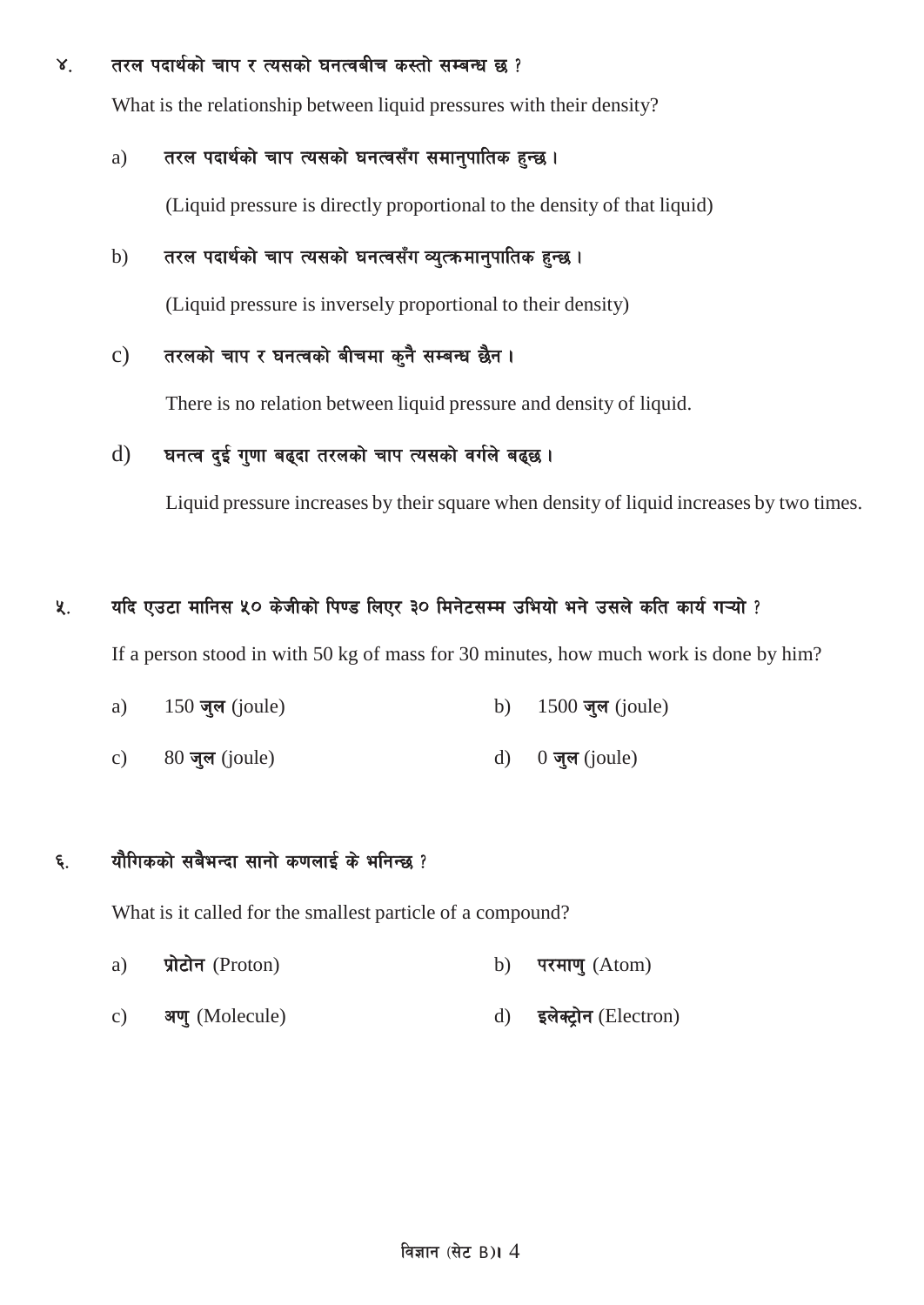४. तरल पदार्थको चाप र त्यसको घनत्वबीच कस्तो सम्बन्ध छ ?

What is the relationship between liquid pressures with their density?

a) तरल पदार्थको चाप त्यसको घनत्वसँग समानुपातिक हुन्छ ।

(Liquid pressure is directly proportional to the density of that liquid)

b) तरल पदार्थको चाप त्यसको घनत्वसँग व्युत्क्रमानुपातिक हुन्छ ।

(Liquid pressure is inversely proportional to their density)

c) तरलको चाप र घनत्वको बीचमा कुनै सम्बन्ध छैन ।

There is no relation between liquid pressure and density of liquid.

d) घनत्व दुई गुणा बढ्दा तरलको चाप त्यसको वर्गले बढ्छ ।

Liquid pressure increases by their square when density of liquid increases by two times.

५. यदि एउटा मानिस ५० केजीको पिण्ड लिएर ३० मिनेटसम्म उभियो भने उसले कति कार्य गऱ्यो ?

If a person stood in with 50 kg of mass for 30 minutes, how much work is done by him?

a) 150 जुल (joule)

b) 1500 जुल (joule)

c) 80 जुल (joule)

d) 0 जुल (joule)

६. यौगिकको सबैभन्दा सानो कणलाई के भनिन्छ ?

What is it called for the smallest particle of a compound?

a) प्रोटोन (Proton)

b) परमाणु (Atom)

c) अणु (Molecule)

d) इलेक्ट्रोन (Electron)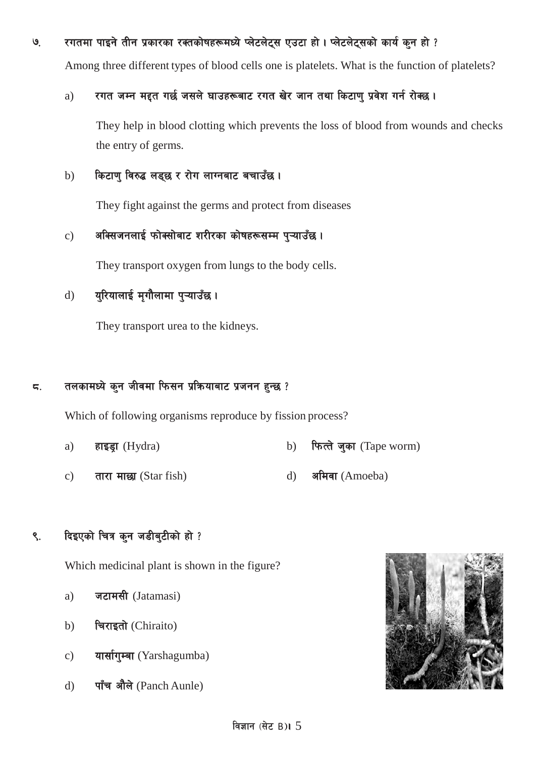७. रगतमा पाइने तीन प्रकारका रक्तकोषहरूमध्ये प्लेटलेट्स एउटा हो । प्लेटलेट्सको कार्य कुन हो ?

Among three different types of blood cells one is platelets. What is the function of platelets?

a) रगत जम्न मद्दत गर्छ जसले घाउहरूबाट रगत खेर जान तथा किटाणु प्रवेश गर्न रोक्छ ।

They help in blood clotting which prevents the loss of blood from wounds and checks the entry of germs.

b) किटाणु विरुद्ध लड्छ र रोग लाग्नबाट बचाउँछ ।

They fight against the germs and protect from diseases

c) अक्सिजनलाई फोक्सोबाट शरीरका कोषहरूसम्म पुऱ्याउँछ ।

They transport oxygen from lungs to the body cells.

d) युरियालाई मृगौलामा पुऱ्याउँछ ।

They transport urea to the kidneys.

८. तलकामध्ये कुन जीवमा फिसन प्रक्रियाबाट प्रजनन हुन्छ ?

Which of following organisms reproduce by fission process?

a) **हाइड्रा** (Hydra)

b) **फित्ते जुका** (Tape worm)

c) **तारा माछा** (Star fish)

d) **अमिवा** (Amoeba)

९. दिइएको चित्र कुन जडीबुटीको हो ?

Which medicinal plant is shown in the figure?

a) **जटामसी** (Jatamasi)

b) **चिराइतो** (Chiraito)

c) **यार्सागुम्बा** (Yarshagumba)

d) **पाँच औले** (Panch Aunle)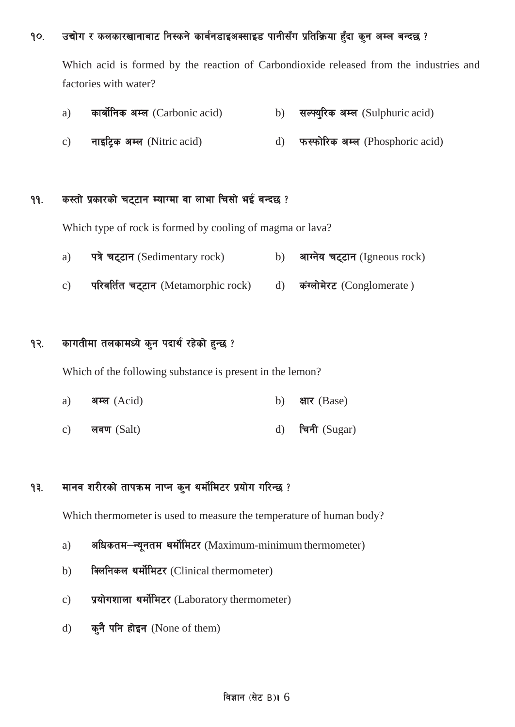१०. उद्योग र कलकारखानाबाट निस्कने कार्बनडाइअक्साइड पानीसँग प्रतिक्रिया हुँदा कुन अम्ल बन्दछ ?

Which acid is formed by the reaction of Carbondioxide released from the industries and factories with water?

a) **कार्बोनिक अम्ल** (Carbonic acid)

b) **सल्फ्युरिक अम्ल** (Sulphuric acid)

c) **नाइट्रिक अम्ल** (Nitric acid)

d) **फस्फोरिक अम्ल** (Phosphoric acid)

११. कस्तो प्रकारको चट्टान म्याग्मा वा लाभा चिसो भई बन्दछ ?

Which type of rock is formed by cooling of magma or lava?

a) **पत्रे चट्टान** (Sedimentary rock)

b) **आग्नेय चट्टान** (Igneous rock)

c) **परिवर्तित चट्टान** (Metamorphic rock)

d) **कंग्लोमेरट** (Conglomerate )

१२. कागतीमा तलकामध्ये कुन पदार्थ रहेको हुन्छ ?

Which of the following substance is present in the lemon?

a) **अम्ल** (Acid)

b) **क्षार** (Base)

c) **लवण** (Salt)

d) **चिनी** (Sugar)

१३. मानव शरीरको तापक्रम नाप्न कुन थर्मोमिटर प्रयोग गरिन्छ ?

Which thermometer is used to measure the temperature of human body?

a) **अधिकतम–न्यूनतम थर्मोमिटर** (Maximum-minimum thermometer)

b) **क्लिनिकल थर्मोमिटर** (Clinical thermometer)

c) **प्रयोगशाला थर्मोमिटर** (Laboratory thermometer)

d) **कुनै पनि होइन** (None of them)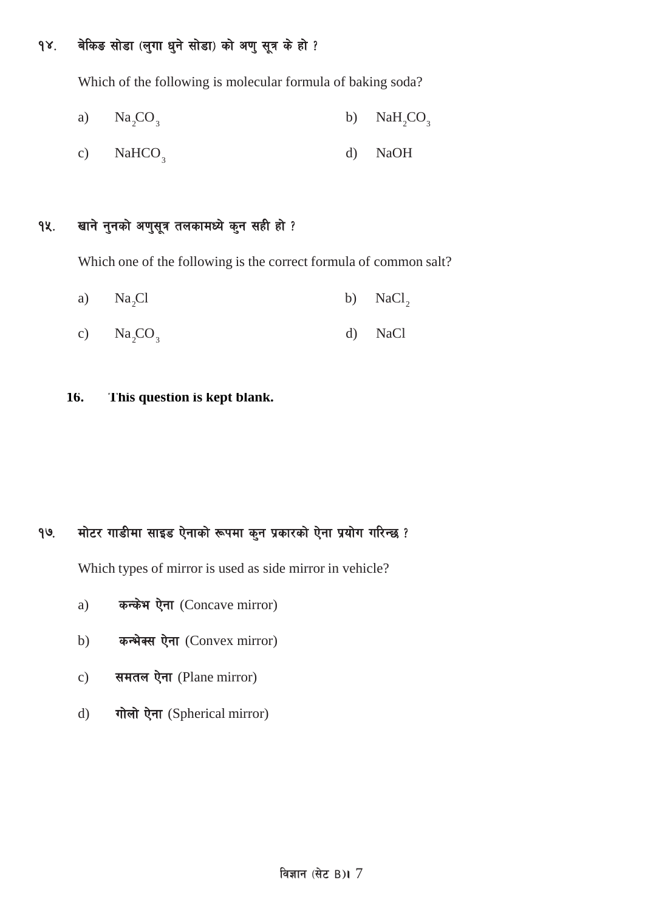१४. बेकिङ सोडा (लुगा धुने सोडा) को अणु सूत्र के हो ?

Which of the following is molecular formula of baking soda?

a) $Na_2CO_3$    b) $NaH_2CO_3$

c) $NaHCO_3$    d) $NaOH$

१५. खाने नुनको अणुसूत्र तलकामध्ये कुन सही हो ?

Which one of the following is the correct formula of common salt?

a) $Na_2Cl$    b) $NaCl_2$

c) $Na_2CO_3$    d) $NaCl$

**16. This question is kept blank.**

१७. मोटर गाडीमा साइड ऐनाको रूपमा कुन प्रकारको ऐना प्रयोग गरिन्छ ?

Which types of mirror is used as side mirror in vehicle?

a) **कन्केभ ऐना** (Concave mirror)

b) **कन्भेक्स ऐना** (Convex mirror)

c) **समतल ऐना** (Plane mirror)

d) **गोलो ऐना** (Spherical mirror)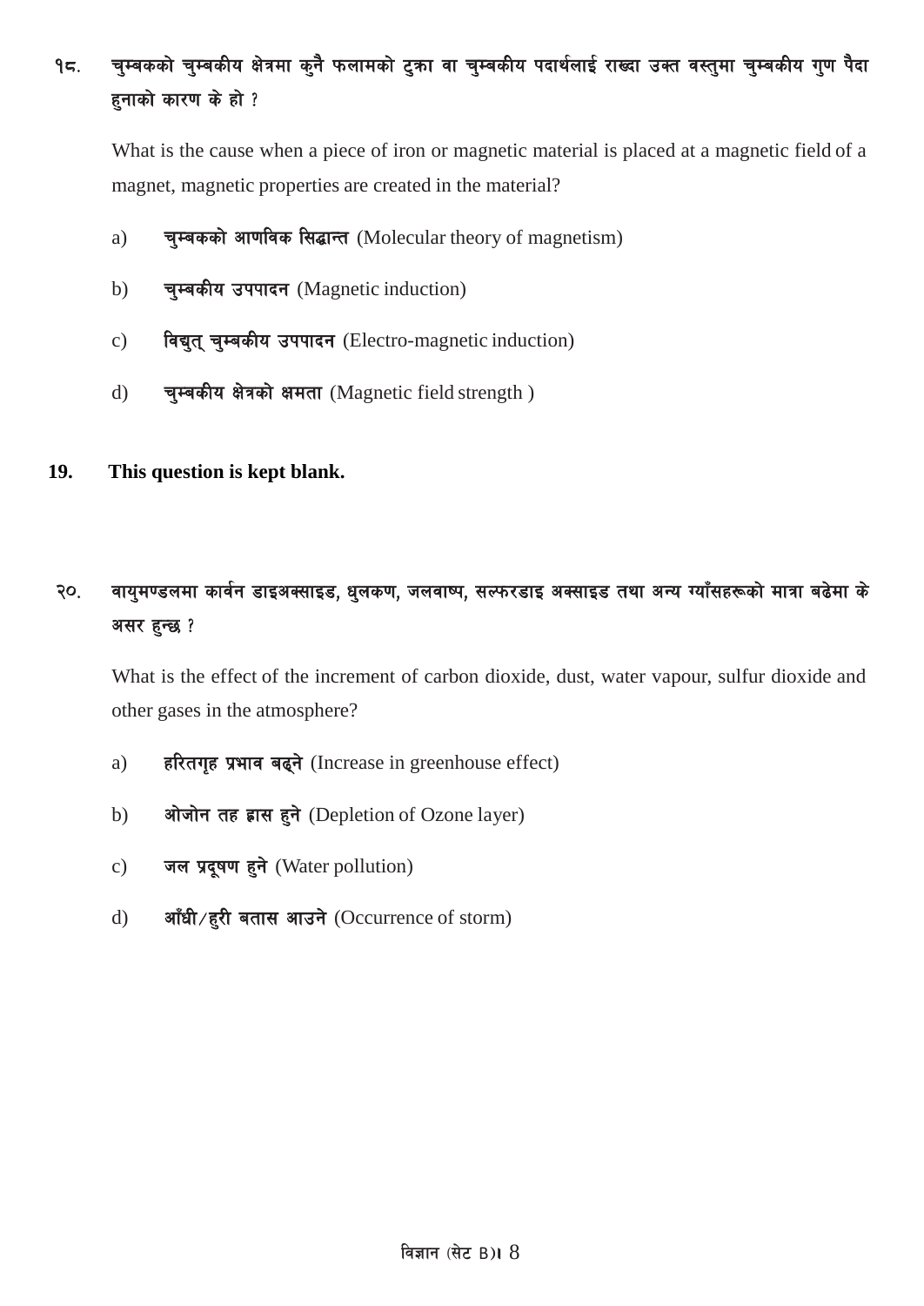१८. **चुम्बकको चुम्बकीय क्षेत्रमा कुनै फलामको टुक्रा वा चुम्बकीय पदार्थलाई राख्दा उक्त वस्तुमा चुम्बकीय गुण पैदा हुनाको कारण के हो ?**

What is the cause when a piece of iron or magnetic material is placed at a magnetic field of a magnet, magnetic properties are created in the material?

a) **चुम्बकको आणविक सिद्धान्त** (Molecular theory of magnetism)

b) **चुम्बकीय उपपादन** (Magnetic induction)

c) **विद्युत् चुम्बकीय उपपादन** (Electro-magnetic induction)

d) **चुम्बकीय क्षेत्रको क्षमता** (Magnetic field strength )

**19. This question is kept blank.**

२०. **वायुमण्डलमा कार्वन डाइअक्साइड, धुलकण, जलवाष्प, सल्फरडाइ अक्साइड तथा अन्य ग्याँसहरूको मात्रा बढेमा के असर हुन्छ ?**

What is the effect of the increment of carbon dioxide, dust, water vapour, sulfur dioxide and other gases in the atmosphere?

a) **हरितगृह प्रभाव बढ्ने** (Increase in greenhouse effect)

b) **ओजोन तह ह्रास हुने** (Depletion of Ozone layer)

c) **जल प्रदूषण हुने** (Water pollution)

d) **आँधी/हुरी बतास आउने** (Occurrence of storm)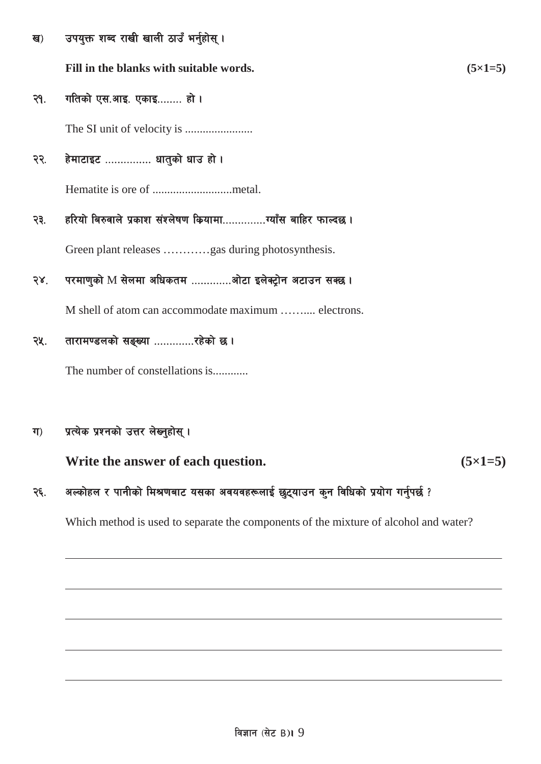ख) उपयुक्त शब्द राखी खाली ठाउँ भर्नुहोस् ।

**Fill in the blanks with suitable words.** **(5×1=5)**

२१. गतिको एस.आइ. एकाइ........ हो ।

The SI unit of velocity is .......................

२२. हेमाटाइट ............... धातुको धाउ हो ।

Hematite is ore of ...........................metal.

२३. हरियो बिरुवाले प्रकाश संश्लेषण कियामा..............ग्याँस बाहिर फाल्दछ ।

Green plant releases …………gas during photosynthesis.

२४. परमाणुको M सेलमा अधिकतम .............ओटा इलेक्ट्रोन अटाउन सक्छ ।

M shell of atom can accommodate maximum ……..... electrons.

२५. तारामण्डलको सङ्ख्या .............रहेको छ ।

The number of constellations is............

ग) प्रत्येक प्रश्नको उत्तर लेख्नुहोस् ।

**Write the answer of each question.** **(5×1=5)**

२६. अल्कोहल र पानीको मिश्रणबाट यसका अवयवहरूलाई छुट्याउन कुन विधिको प्रयोग गर्नुपर्छ ?

Which method is used to separate the components of the mixture of alcohol and water?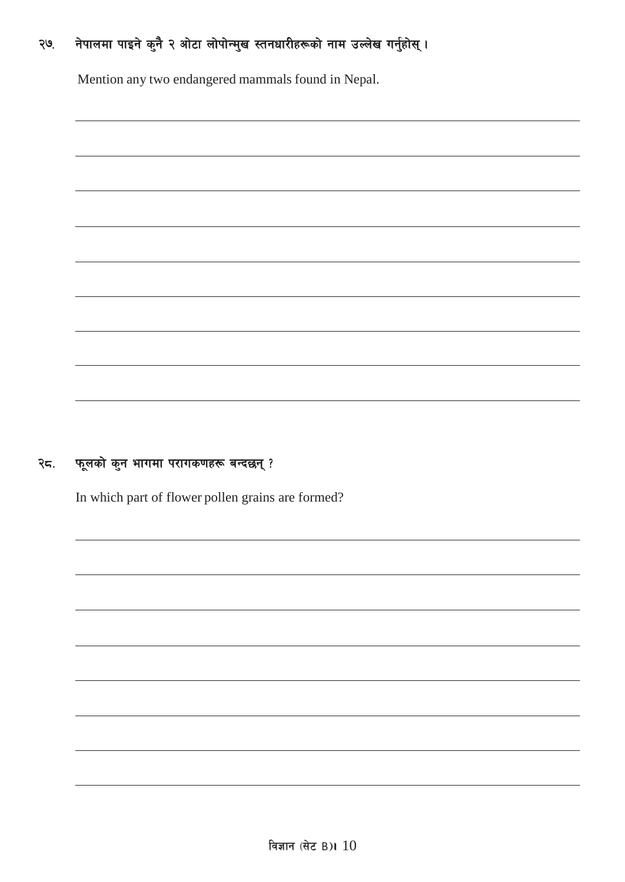२७. नेपालमा पाइने कुनै २ ओटा लोपोन्मुख स्तनधारीहरूको नाम उल्लेख गर्नुहोस् ।

Mention any two endangered mammals found in Nepal.

२८. फूलको कुन भागमा परागकणहरू बन्दछन् ?

In which part of flower pollen grains are formed?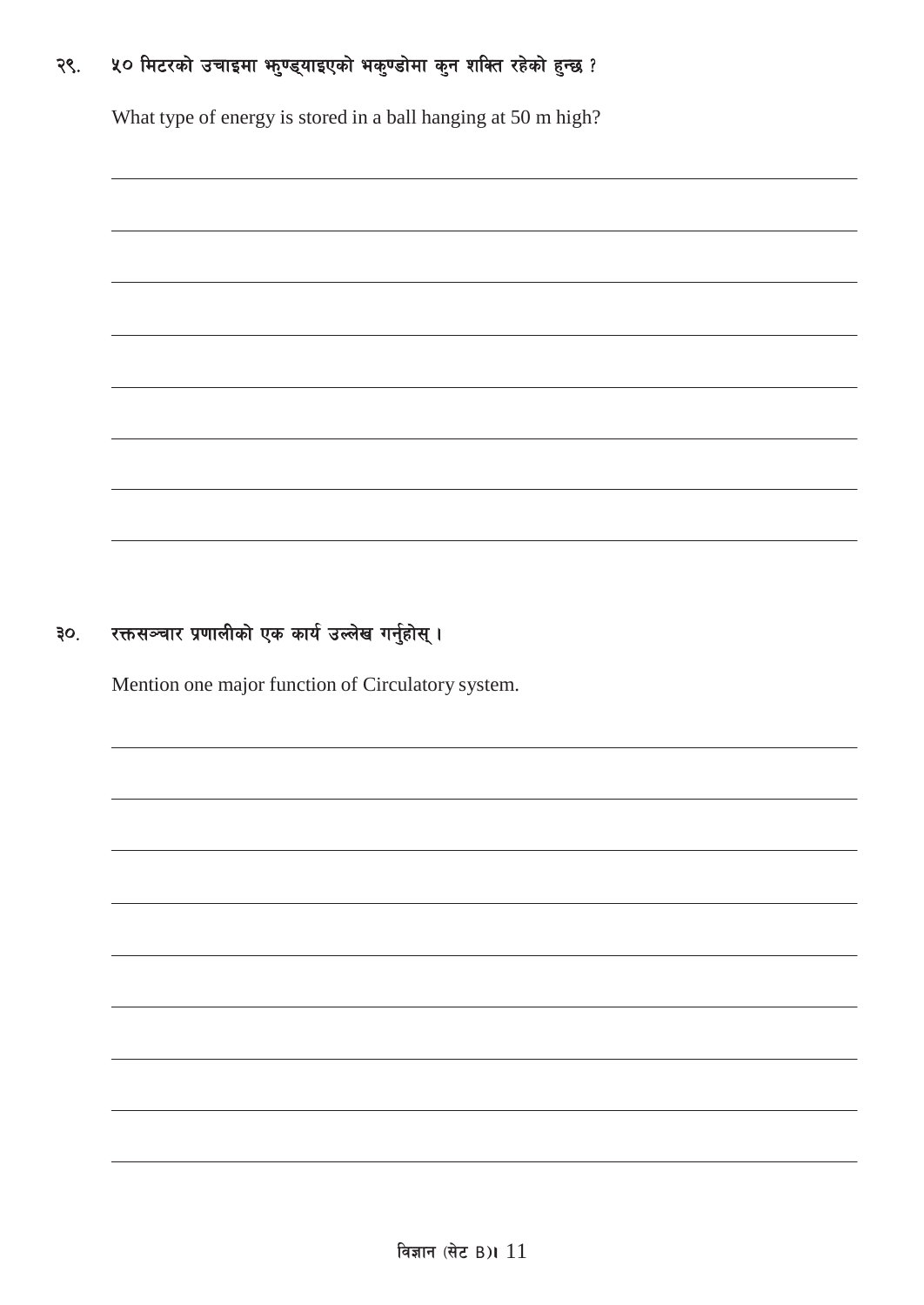२९. ५० मिटरको उचाइमा झुण्ड्याइएको भकुण्डोमा कुन शक्ति रहेको हुन्छ ?

What type of energy is stored in a ball hanging at 50 m high?

३०. रक्तसञ्चार प्रणालीको एक कार्य उल्लेख गर्नुहोस् ।

Mention one major function of Circulatory system.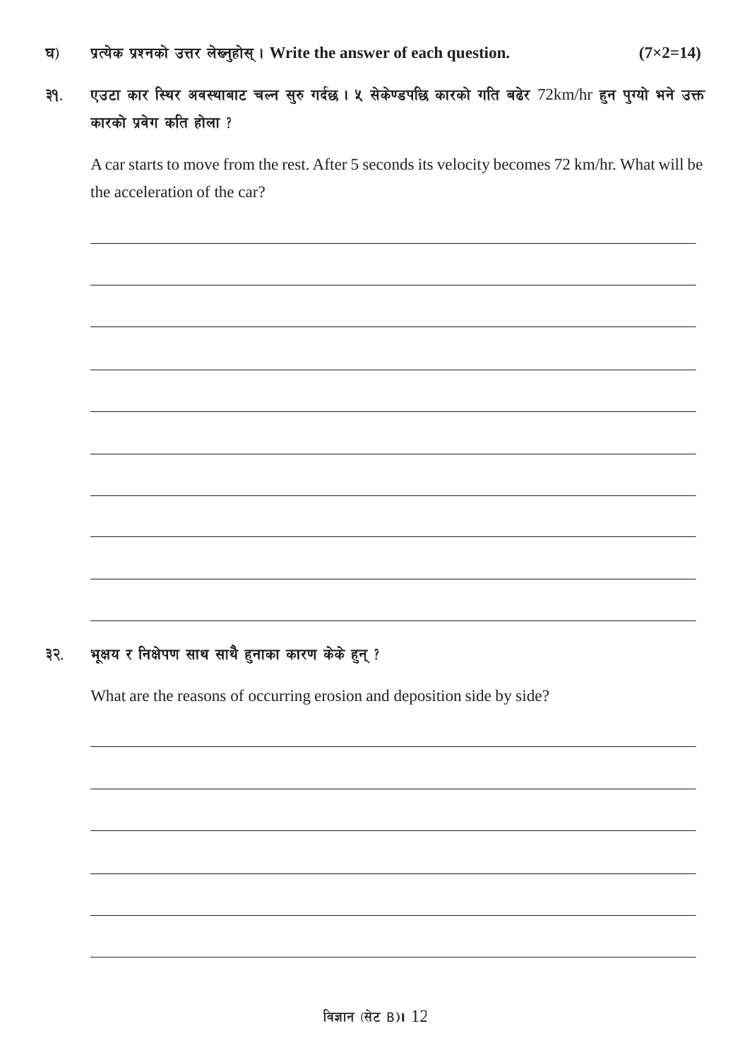**घ) प्रत्येक प्रश्नको उत्तर लेख्नुहोस् । Write the answer of each question. (7×2=14)**

**३१. एउटा कार स्थिर अवस्थाबाट चल्न सुरु गर्दछ । ५ सेकेण्डपछि कारको गति बढेर 72km/hr हुन पुग्यो भने उक्त कारको प्रवेग कति होला ?**

A car starts to move from the rest. After 5 seconds its velocity becomes 72 km/hr. What will be the acceleration of the car?

**३२. भूक्षय र निक्षेपण साथ साथै हुनाका कारण केके हुन् ?**

What are the reasons of occurring erosion and deposition side by side?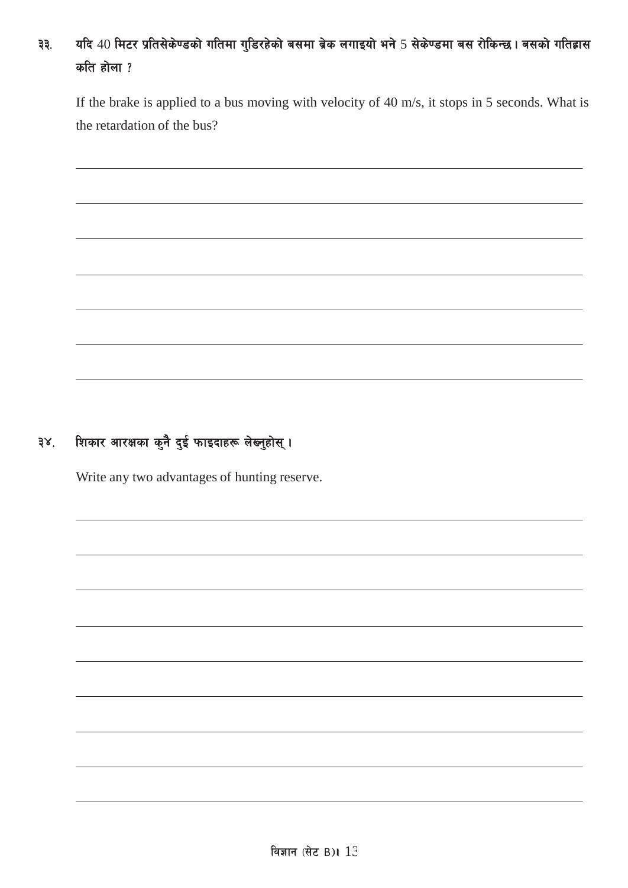**३३. यदि 40 मिटर प्रतिसेकेण्डको गतिमा गुडिरहेको बसमा ब्रेक लगाइयो भने 5 सेकेण्डमा बस रोकिन्छ । बसको गतिह्रास कति होला ?**

If the brake is applied to a bus moving with velocity of 40 m/s, it stops in 5 seconds. What is the retardation of the bus?

**३४. शिकार आरक्षका कुनै दुई फाइदाहरू लेख्नुहोस् ।**

Write any two advantages of hunting reserve.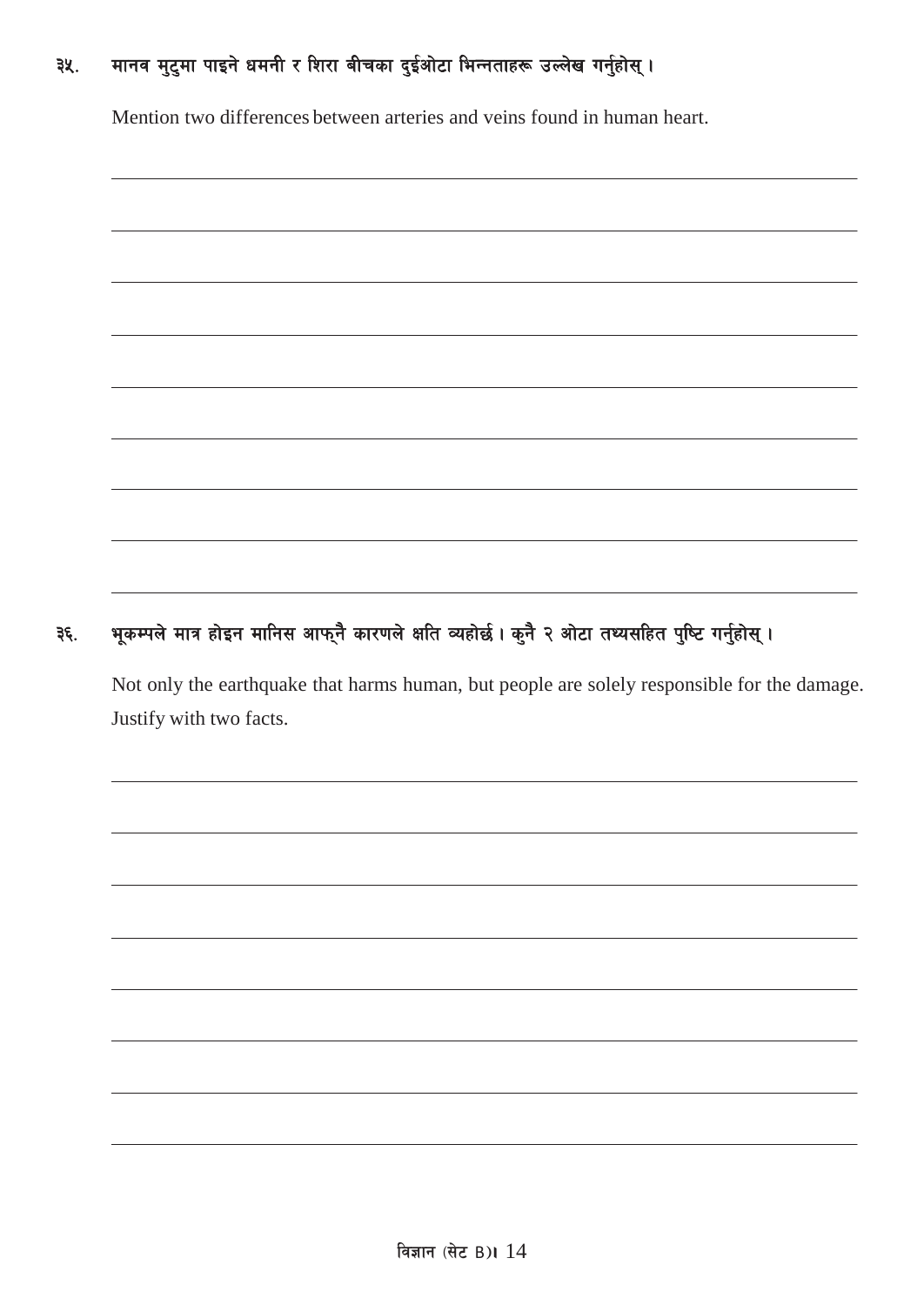३५. मानव मुटुमा पाइने धमनी र शिरा बीचका दुईओटा भिन्नताहरू उल्लेख गर्नुहोस् ।

Mention two differences between arteries and veins found in human heart.

३६. भूकम्पले मात्र होइन मानिस आफ्नै कारणले क्षति व्यहोर्छ । कुनै २ ओटा तथ्यसहित पुष्टि गर्नुहोस् ।

Not only the earthquake that harms human, but people are solely responsible for the damage. Justify with two facts.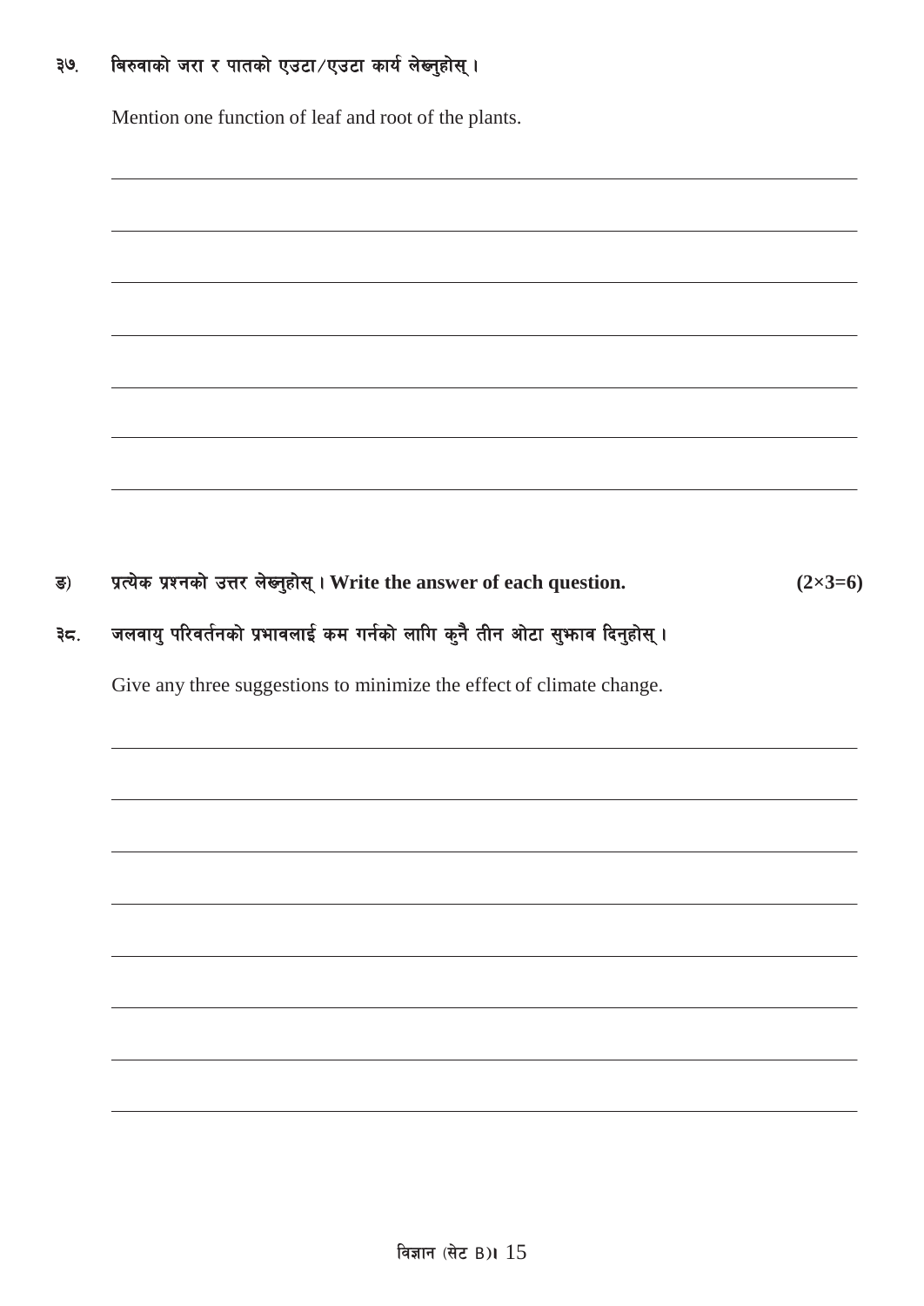३७. बिरुवाको जरा र पातको एउटा/एउटा कार्य लेख्नुहोस् ।

Mention one function of leaf and root of the plants.

ङ) प्रत्येक प्रश्नको उत्तर लेख्नुहोस् । **Write the answer of each question.** **(2×3=6)**

३८. जलवायु परिवर्तनको प्रभावलाई कम गर्नको लागि कुनै तीन ओटा सुझाव दिनुहोस् ।

Give any three suggestions to minimize the effect of climate change.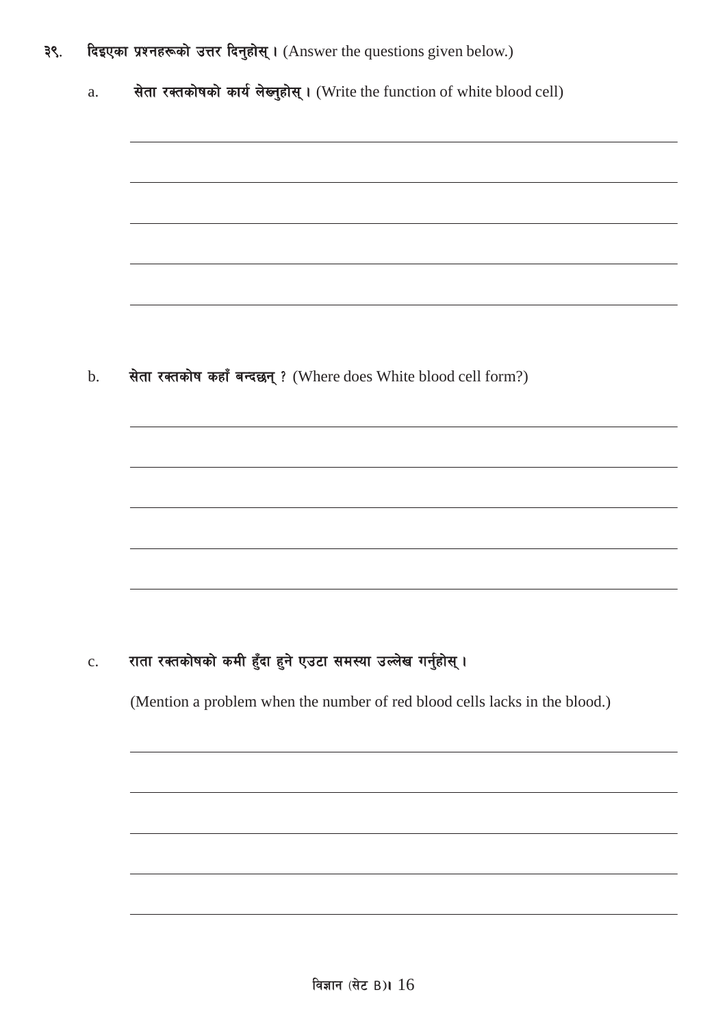३९. **दिइएका प्रश्नहरूको उत्तर दिनुहोस् ।** (Answer the questions given below.)

a. **सेता रक्तकोषको कार्य लेख्नुहोस् ।** (Write the function of white blood cell)

b. **सेता रक्तकोष कहाँ बन्दछन् ?** (Where does White blood cell form?)

c. **राता रक्तकोषको कमी हुँदा हुने एउटा समस्या उल्लेख गर्नुहोस् ।**

(Mention a problem when the number of red blood cells lacks in the blood.)